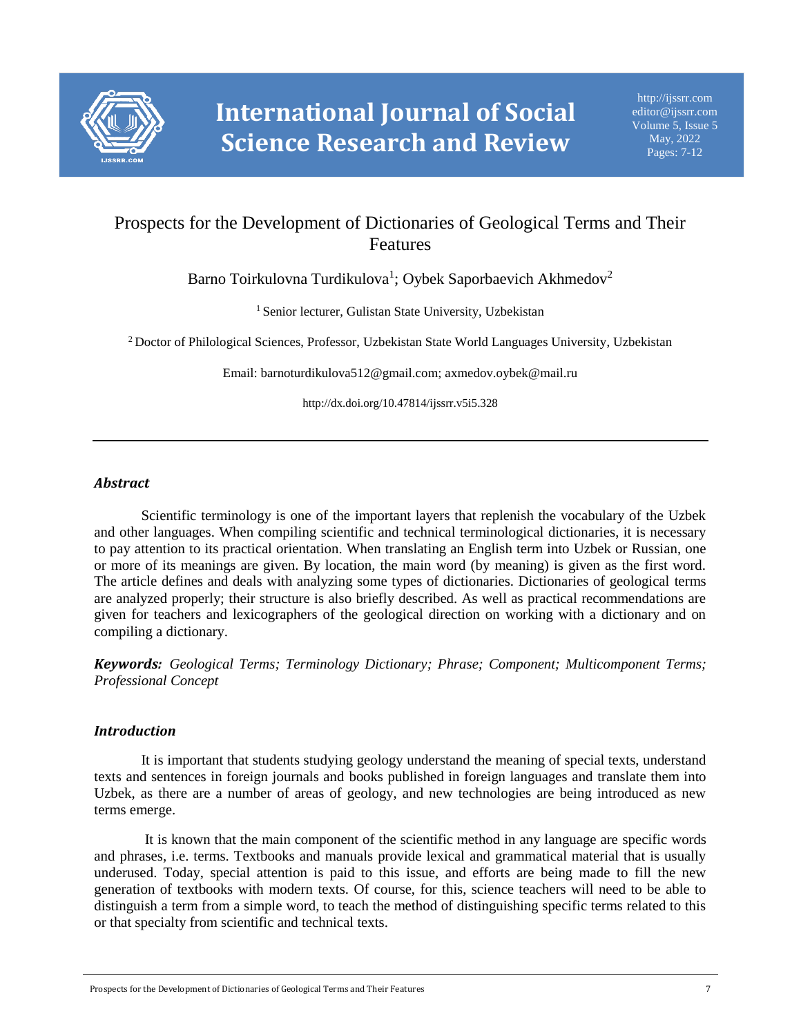# Prospects for the Development of Dictionaries of Geological Terms and Their Features

Barno Toirkulovna Turdikulova[1]; Oybek Saporbaevich Akhmedov[2]

[1] Senior lecturer, Gulistan State University, Uzbekistan

[2] Doctor of Philological Sciences, Professor, Uzbekistan State World Languages University, Uzbekistan

Email: barnoturdikulova512@gmail.com; axmedov.oybek@mail.ru

http://dx.doi.org/10.47814/ijssrr.v5i5.328

---

## *Abstract*

Scientific terminology is one of the important layers that replenish the vocabulary of the Uzbek and other languages. When compiling scientific and technical terminological dictionaries, it is necessary to pay attention to its practical orientation. When translating an English term into Uzbek or Russian, one or more of its meanings are given. By location, the main word (by meaning) is given as the first word. The article defines and deals with analyzing some types of dictionaries. Dictionaries of geological terms are analyzed properly; their structure is also briefly described. As well as practical recommendations are given for teachers and lexicographers of the geological direction on working with a dictionary and on compiling a dictionary.

***Keywords:*** *Geological Terms; Terminology Dictionary; Phrase; Component; Multicomponent Terms; Professional Concept*

## *Introduction*

It is important that students studying geology understand the meaning of special texts, understand texts and sentences in foreign journals and books published in foreign languages and translate them into Uzbek, as there are a number of areas of geology, and new technologies are being introduced as new terms emerge.

It is known that the main component of the scientific method in any language are specific words and phrases, i.e. terms. Textbooks and manuals provide lexical and grammatical material that is usually underused. Today, special attention is paid to this issue, and efforts are being made to fill the new generation of textbooks with modern texts. Of course, for this, science teachers will need to be able to distinguish a term from a simple word, to teach the method of distinguishing specific terms related to this or that specialty from scientific and technical texts.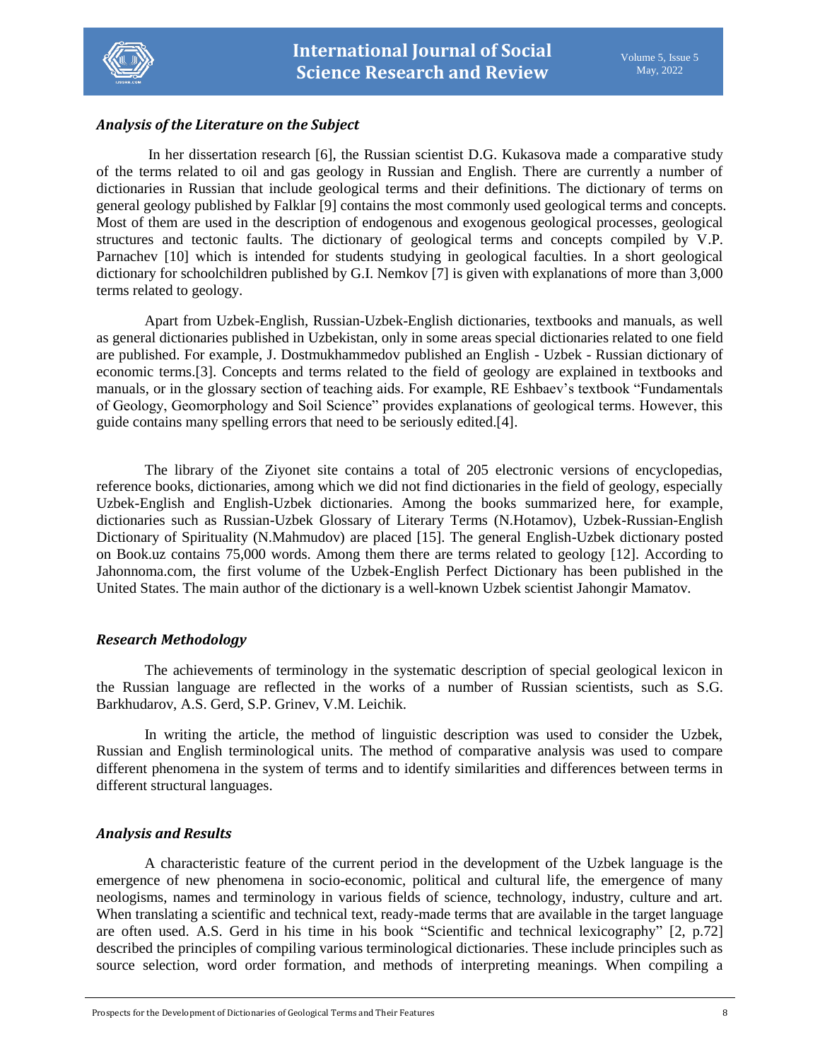### *Analysis of the Literature on the Subject*

In her dissertation research [6], the Russian scientist D.G. Kukasova made a comparative study of the terms related to oil and gas geology in Russian and English. There are currently a number of dictionaries in Russian that include geological terms and their definitions. The dictionary of terms on general geology published by Falklar [9] contains the most commonly used geological terms and concepts. Most of them are used in the description of endogenous and exogenous geological processes, geological structures and tectonic faults. The dictionary of geological terms and concepts compiled by V.P. Parnachev [10] which is intended for students studying in geological faculties. In a short geological dictionary for schoolchildren published by G.I. Nemkov [7] is given with explanations of more than 3,000 terms related to geology.

Apart from Uzbek-English, Russian-Uzbek-English dictionaries, textbooks and manuals, as well as general dictionaries published in Uzbekistan, only in some areas special dictionaries related to one field are published. For example, J. Dostmukhammedov published an English - Uzbek - Russian dictionary of economic terms.[3]. Concepts and terms related to the field of geology are explained in textbooks and manuals, or in the glossary section of teaching aids. For example, RE Eshbaev's textbook "Fundamentals of Geology, Geomorphology and Soil Science" provides explanations of geological terms. However, this guide contains many spelling errors that need to be seriously edited.[4].

The library of the Ziyonet site contains a total of 205 electronic versions of encyclopedias, reference books, dictionaries, among which we did not find dictionaries in the field of geology, especially Uzbek-English and English-Uzbek dictionaries. Among the books summarized here, for example, dictionaries such as Russian-Uzbek Glossary of Literary Terms (N.Hotamov), Uzbek-Russian-English Dictionary of Spirituality (N.Mahmudov) are placed [15]. The general English-Uzbek dictionary posted on Book.uz contains 75,000 words. Among them there are terms related to geology [12]. According to Jahonnoma.com, the first volume of the Uzbek-English Perfect Dictionary has been published in the United States. The main author of the dictionary is a well-known Uzbek scientist Jahongir Mamatov.

### *Research Methodology*

The achievements of terminology in the systematic description of special geological lexicon in the Russian language are reflected in the works of a number of Russian scientists, such as S.G. Barkhudarov, A.S. Gerd, S.P. Grinev, V.M. Leichik.

In writing the article, the method of linguistic description was used to consider the Uzbek, Russian and English terminological units. The method of comparative analysis was used to compare different phenomena in the system of terms and to identify similarities and differences between terms in different structural languages.

### *Analysis and Results*

A characteristic feature of the current period in the development of the Uzbek language is the emergence of new phenomena in socio-economic, political and cultural life, the emergence of many neologisms, names and terminology in various fields of science, technology, industry, culture and art. When translating a scientific and technical text, ready-made terms that are available in the target language are often used. A.S. Gerd in his time in his book "Scientific and technical lexicography" [2, p.72] described the principles of compiling various terminological dictionaries. These include principles such as source selection, word order formation, and methods of interpreting meanings. When compiling a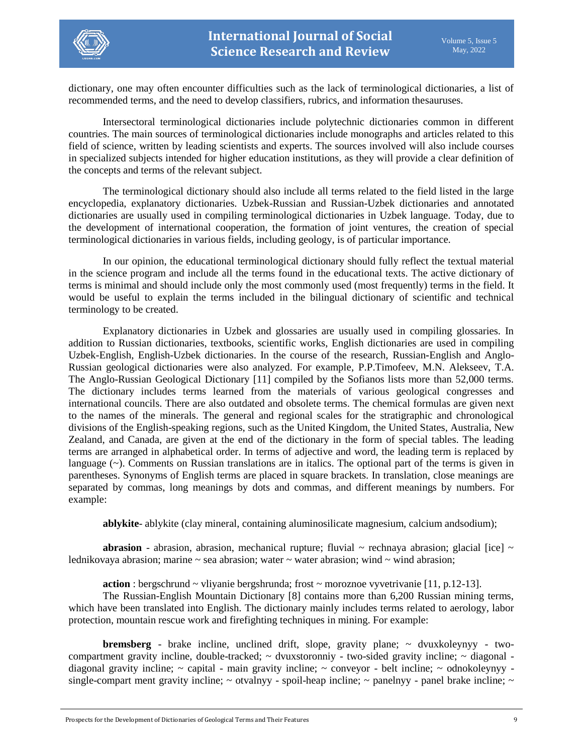dictionary, one may often encounter difficulties such as the lack of terminological dictionaries, a list of recommended terms, and the need to develop classifiers, rubrics, and information thesauruses.

Intersectoral terminological dictionaries include polytechnic dictionaries common in different countries. The main sources of terminological dictionaries include monographs and articles related to this field of science, written by leading scientists and experts. The sources involved will also include courses in specialized subjects intended for higher education institutions, as they will provide a clear definition of the concepts and terms of the relevant subject.

The terminological dictionary should also include all terms related to the field listed in the large encyclopedia, explanatory dictionaries. Uzbek-Russian and Russian-Uzbek dictionaries and annotated dictionaries are usually used in compiling terminological dictionaries in Uzbek language. Today, due to the development of international cooperation, the formation of joint ventures, the creation of special terminological dictionaries in various fields, including geology, is of particular importance.

In our opinion, the educational terminological dictionary should fully reflect the textual material in the science program and include all the terms found in the educational texts. The active dictionary of terms is minimal and should include only the most commonly used (most frequently) terms in the field. It would be useful to explain the terms included in the bilingual dictionary of scientific and technical terminology to be created.

Explanatory dictionaries in Uzbek and glossaries are usually used in compiling glossaries. In addition to Russian dictionaries, textbooks, scientific works, English dictionaries are used in compiling Uzbek-English, English-Uzbek dictionaries. In the course of the research, Russian-English and Anglo-Russian geological dictionaries were also analyzed. For example, P.P.Timofeev, M.N. Alekseev, T.A. The Anglo-Russian Geological Dictionary [11] compiled by the Sofianos lists more than 52,000 terms. The dictionary includes terms learned from the materials of various geological congresses and international councils. There are also outdated and obsolete terms. The chemical formulas are given next to the names of the minerals. The general and regional scales for the stratigraphic and chronological divisions of the English-speaking regions, such as the United Kingdom, the United States, Australia, New Zealand, and Canada, are given at the end of the dictionary in the form of special tables. The leading terms are arranged in alphabetical order. In terms of adjective and word, the leading term is replaced by language (~). Comments on Russian translations are in italics. The optional part of the terms is given in parentheses. Synonyms of English terms are placed in square brackets. In translation, close meanings are separated by commas, long meanings by dots and commas, and different meanings by numbers. For example:

**ablykite**- ablykite (clay mineral, containing aluminosilicate magnesium, calcium andsodium);

**abrasion** - abrasion, abrasion, mechanical rupture; fluvial ~ rechnaya abrasion; glacial [ice] ~ lednikovaya abrasion; marine ~ sea abrasion; water ~ water abrasion; wind ~ wind abrasion;

**action** : bergschrund ~ vliyanie bergshrunda; frost ~ moroznoe vyvetrivanie [11, p.12-13].

The Russian-English Mountain Dictionary [8] contains more than 6,200 Russian mining terms, which have been translated into English. The dictionary mainly includes terms related to aerology, labor protection, mountain rescue work and firefighting techniques in mining. For example:

**bremsberg** - brake incline, unclined drift, slope, gravity plane; ~ dvuxkoleynyy - two-compartment gravity incline, double-tracked; ~ dvuxstoronniy - two-sided gravity incline; ~ diagonal - diagonal gravity incline; ~ capital - main gravity incline; ~ conveyor - belt incline; ~ odnokoleynyy - single-compart ment gravity incline; ~ otvalnyy - spoil-heap incline; ~ panelnyy - panel brake incline; ~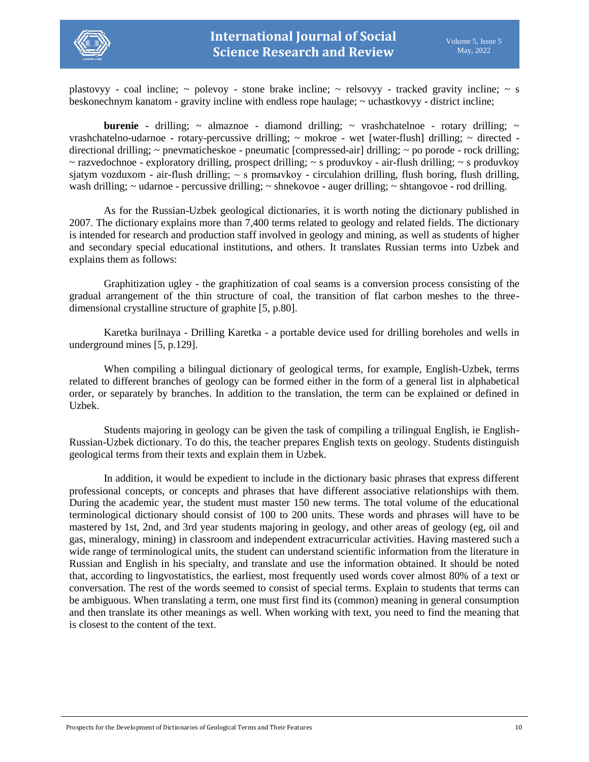plastovyy - coal incline; ~ polevoy - stone brake incline; ~ relsovyy - tracked gravity incline; ~ s beskonechnym kanatom - gravity incline with endless rope haulage; ~ uchastkovyy - district incline;

**burenie** - drilling; ~ almaznoe - diamond drilling; ~ vrashchatelnoe - rotary drilling; ~ vrashchatelno-udarnoe - rotary-percussive drilling; ~ mokroe - wet [water-flush] drilling; ~ directed - directional drilling; ~ pnevmaticheskoe - pneumatic [compressed-air] drilling; ~ po porode - rock drilling; ~ razvedochnoe - exploratory drilling, prospect drilling; ~ s produvkoy - air-flush drilling; ~ s produvkoy sjatym vozduxom - air-flush drilling; ~ s promыvkoy - circulahion drilling, flush boring, flush drilling, wash drilling; ~ udarnoe - percussive drilling; ~ shnekovoe - auger drilling; ~ shtangovoe - rod drilling.

As for the Russian-Uzbek geological dictionaries, it is worth noting the dictionary published in 2007. The dictionary explains more than 7,400 terms related to geology and related fields. The dictionary is intended for research and production staff involved in geology and mining, as well as students of higher and secondary special educational institutions, and others. It translates Russian terms into Uzbek and explains them as follows:

Graphitization ugley - the graphitization of coal seams is a conversion process consisting of the gradual arrangement of the thin structure of coal, the transition of flat carbon meshes to the three-dimensional crystalline structure of graphite [5, p.80].

Karetka burilnaya - Drilling Karetka - a portable device used for drilling boreholes and wells in underground mines [5, p.129].

When compiling a bilingual dictionary of geological terms, for example, English-Uzbek, terms related to different branches of geology can be formed either in the form of a general list in alphabetical order, or separately by branches. In addition to the translation, the term can be explained or defined in Uzbek.

Students majoring in geology can be given the task of compiling a trilingual English, ie English-Russian-Uzbek dictionary. To do this, the teacher prepares English texts on geology. Students distinguish geological terms from their texts and explain them in Uzbek.

In addition, it would be expedient to include in the dictionary basic phrases that express different professional concepts, or concepts and phrases that have different associative relationships with them. During the academic year, the student must master 150 new terms. The total volume of the educational terminological dictionary should consist of 100 to 200 units. These words and phrases will have to be mastered by 1st, 2nd, and 3rd year students majoring in geology, and other areas of geology (eg, oil and gas, mineralogy, mining) in classroom and independent extracurricular activities. Having mastered such a wide range of terminological units, the student can understand scientific information from the literature in Russian and English in his specialty, and translate and use the information obtained. It should be noted that, according to lingvostatistics, the earliest, most frequently used words cover almost 80% of a text or conversation. The rest of the words seemed to consist of special terms. Explain to students that terms can be ambiguous. When translating a term, one must first find its (common) meaning in general consumption and then translate its other meanings as well. When working with text, you need to find the meaning that is closest to the content of the text.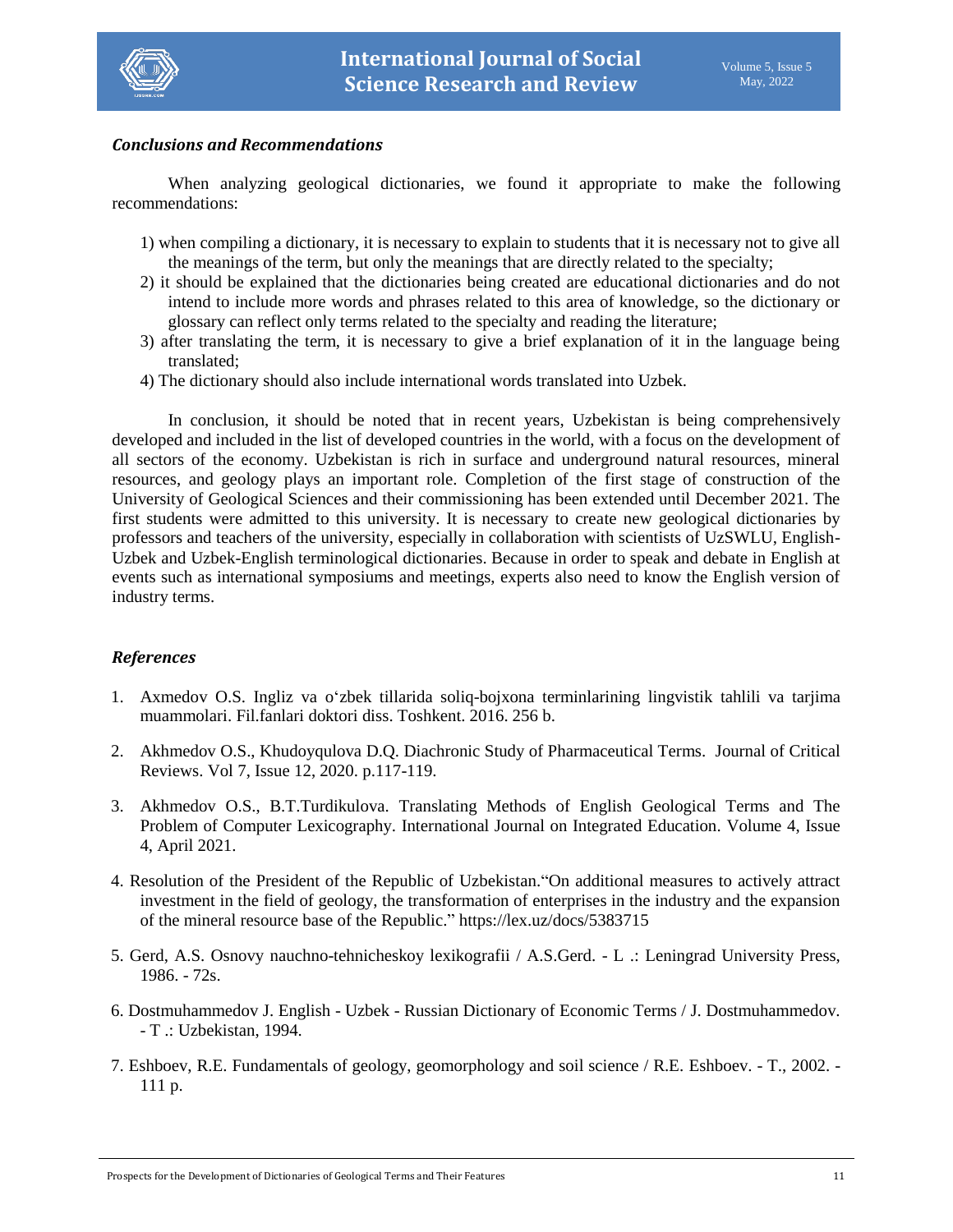### ***Conclusions and Recommendations***

When analyzing geological dictionaries, we found it appropriate to make the following recommendations:

1) when compiling a dictionary, it is necessary to explain to students that it is necessary not to give all the meanings of the term, but only the meanings that are directly related to the specialty;
2) it should be explained that the dictionaries being created are educational dictionaries and do not intend to include more words and phrases related to this area of knowledge, so the dictionary or glossary can reflect only terms related to the specialty and reading the literature;
3) after translating the term, it is necessary to give a brief explanation of it in the language being translated;
4) The dictionary should also include international words translated into Uzbek.

In conclusion, it should be noted that in recent years, Uzbekistan is being comprehensively developed and included in the list of developed countries in the world, with a focus on the development of all sectors of the economy. Uzbekistan is rich in surface and underground natural resources, mineral resources, and geology plays an important role. Completion of the first stage of construction of the University of Geological Sciences and their commissioning has been extended until December 2021. The first students were admitted to this university. It is necessary to create new geological dictionaries by professors and teachers of the university, especially in collaboration with scientists of UzSWLU, English-Uzbek and Uzbek-English terminological dictionaries. Because in order to speak and debate in English at events such as international symposiums and meetings, experts also need to know the English version of industry terms.

### ***References***

1. Axmedov O.S. Ingliz va oʻzbek tillarida soliq-bojxona terminlarining lingvistik tahlili va tarjima muammolari. Fil.fanlari doktori diss. Toshkent. 2016. 256 b.

2. Akhmedov O.S., Khudoyqulova D.Q. Diachronic Study of Pharmaceutical Terms. Journal of Critical Reviews. Vol 7, Issue 12, 2020. p.117-119.

3. Akhmedov O.S., B.T.Turdikulova. Translating Methods of English Geological Terms and The Problem of Computer Lexicography. International Journal on Integrated Education. Volume 4, Issue 4, April 2021.

4. Resolution of the President of the Republic of Uzbekistan."On additional measures to actively attract investment in the field of geology, the transformation of enterprises in the industry and the expansion of the mineral resource base of the Republic." https://lex.uz/docs/5383715

5. Gerd, A.S. Osnovy nauchno-tehnicheskoy lexikografii / A.S.Gerd. - L .: Leningrad University Press, 1986. - 72s.

6. Dostmuhammedov J. English - Uzbek - Russian Dictionary of Economic Terms / J. Dostmuhammedov. - T .: Uzbekistan, 1994.

7. Eshboev, R.E. Fundamentals of geology, geomorphology and soil science / R.E. Eshboev. - T., 2002. - 111 p.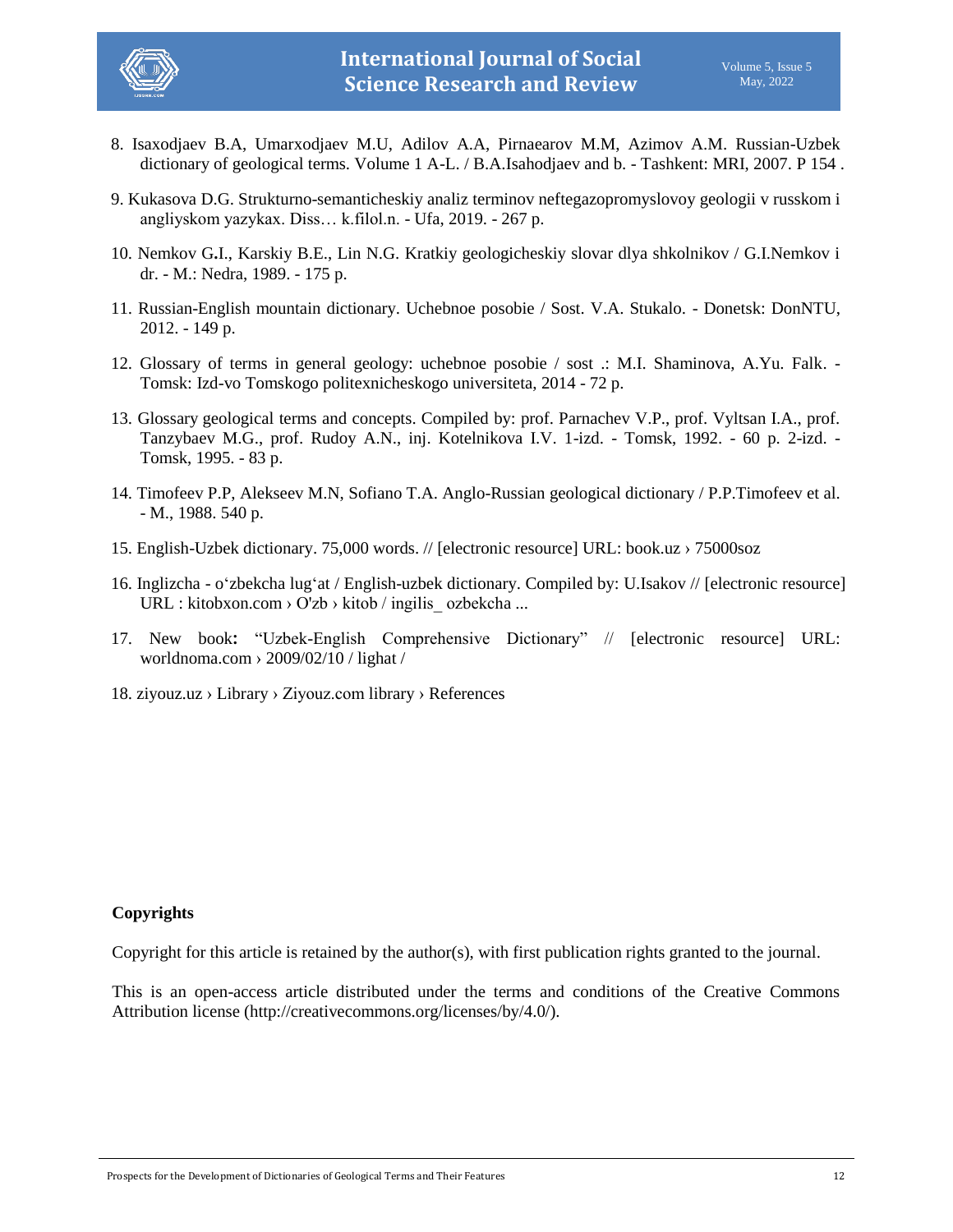8. Isaxodjaev B.A, Umarxodjaev M.U, Adilov A.A, Pirnaearov M.M, Azimov A.M. Russian-Uzbek dictionary of geological terms. Volume 1 A-L. / B.A.Isahodjaev and b. - Tashkent: MRI, 2007. P 154 .

9. Kukasova D.G. Strukturno-semanticheskiy analiz terminov neftegazopromyslovoy geologii v russkom i angliyskom yazykax. Diss… k.filol.n. - Ufa, 2019. - 267 p.

10. Nemkov G.I., Karskiy B.E., Lin N.G. Kratkiy geologicheskiy slovar dlya shkolnikov / G.I.Nemkov i dr. - M.: Nedra, 1989. - 175 p.

11. Russian-English mountain dictionary. Uchebnoe posobie / Sost. V.A. Stukalo. - Donetsk: DonNTU, 2012. - 149 p.

12. Glossary of terms in general geology: uchebnoe posobie / sost .: M.I. Shaminova, A.Yu. Falk. - Tomsk: Izd-vo Tomskogo politexnicheskogo universiteta, 2014 - 72 p.

13. Glossary geological terms and concepts. Compiled by: prof. Parnachev V.P., prof. Vyltsan I.A., prof. Tanzybaev M.G., prof. Rudoy A.N., inj. Kotelnikova I.V. 1-izd. - Tomsk, 1992. - 60 p. 2-izd. - Tomsk, 1995. - 83 p.

14. Timofeev P.P, Alekseev M.N, Sofiano T.A. Anglo-Russian geological dictionary / P.P.Timofeev et al. - M., 1988. 540 p.

15. English-Uzbek dictionary. 75,000 words. // [electronic resource] URL: book.uz › 75000soz

16. Inglizcha - o'zbekcha lug'at / English-uzbek dictionary. Compiled by: U.Isakov // [electronic resource] URL : kitobxon.com › O'zb › kitob / ingilis_ ozbekcha ...

17. New book**:** "Uzbek-English Comprehensive Dictionary" // [electronic resource] URL: worldnoma.com › 2009/02/10 / lighat /

18. ziyouz.uz › Library › Ziyouz.com library › References

**Copyrights**

Copyright for this article is retained by the author(s), with first publication rights granted to the journal.

This is an open-access article distributed under the terms and conditions of the Creative Commons Attribution license (http://creativecommons.org/licenses/by/4.0/).